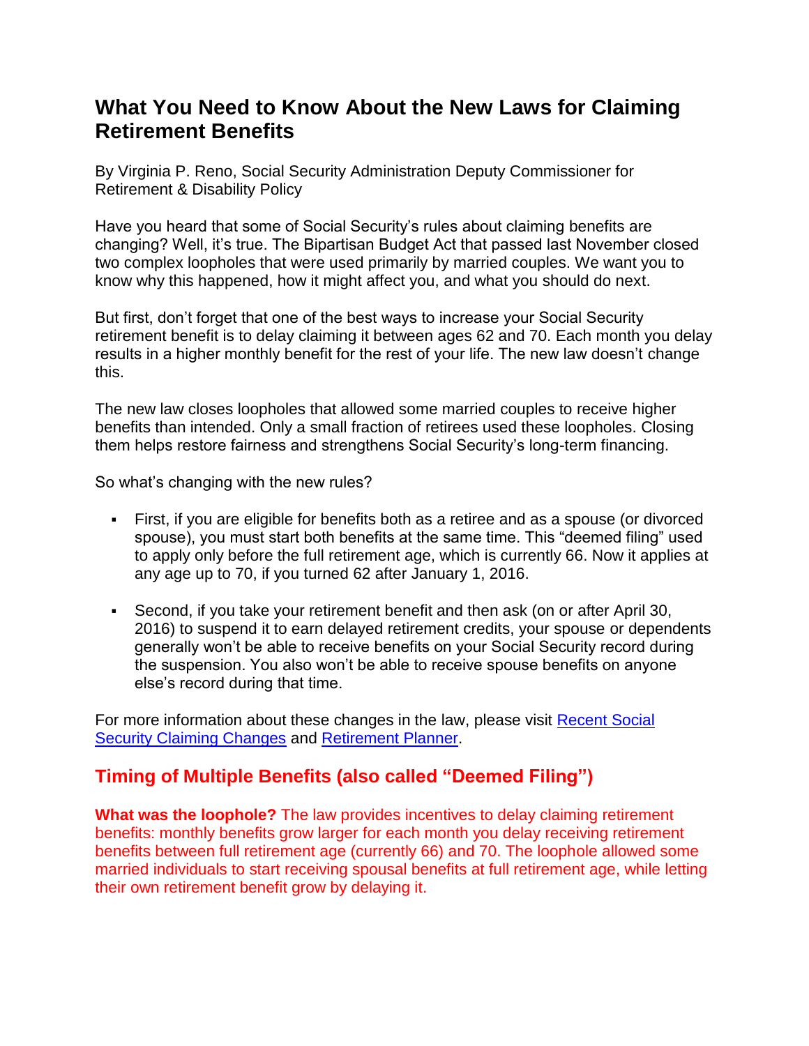# What You Need to Know About the New Laws for Claiming Retirement Benefits

By Virginia P. Reno, Social Security Administration Deputy Commissioner for Retirement & Disability Policy

Have you heard that some of Social Security's rules about claiming benefits are changing? Well, it's true. The Bipartisan Budget Act that passed last November closed two complex loopholes that were used primarily by married couples. We want you to know why this happened, how it might affect you, and what you should do next.

But first, don't forget that one of the best ways to increase your Social Security retirement benefit is to delay claiming it between ages 62 and 70. Each month you delay results in a higher monthly benefit for the rest of your life. The new law doesn't change this.

The new law closes loopholes that allowed some married couples to receive higher benefits than intended. Only a small fraction of retirees used these loopholes. Closing them helps restore fairness and strengthens Social Security's long-term financing.

So what's changing with the new rules?

- First, if you are eligible for benefits both as a retiree and as a spouse (or divorced spouse), you must start both benefits at the same time. This "deemed filing" used to apply only before the full retirement age, which is currently 66. Now it applies at any age up to 70, if you turned 62 after January 1, 2016.
- Second, if you take your retirement benefit and then ask (on or after April 30, 2016) to suspend it to earn delayed retirement credits, your spouse or dependents generally won't be able to receive benefits on your Social Security record during the suspension. You also won't be able to receive spouse benefits on anyone else's record during that time.

For more information about these changes in the law, please visit [Recent Social Security Claiming Changes]() and [Retirement Planner]().

## Timing of Multiple Benefits (also called "Deemed Filing")

**What was the loophole?** The law provides incentives to delay claiming retirement benefits: monthly benefits grow larger for each month you delay receiving retirement benefits between full retirement age (currently 66) and 70. The loophole allowed some married individuals to start receiving spousal benefits at full retirement age, while letting their own retirement benefit grow by delaying it.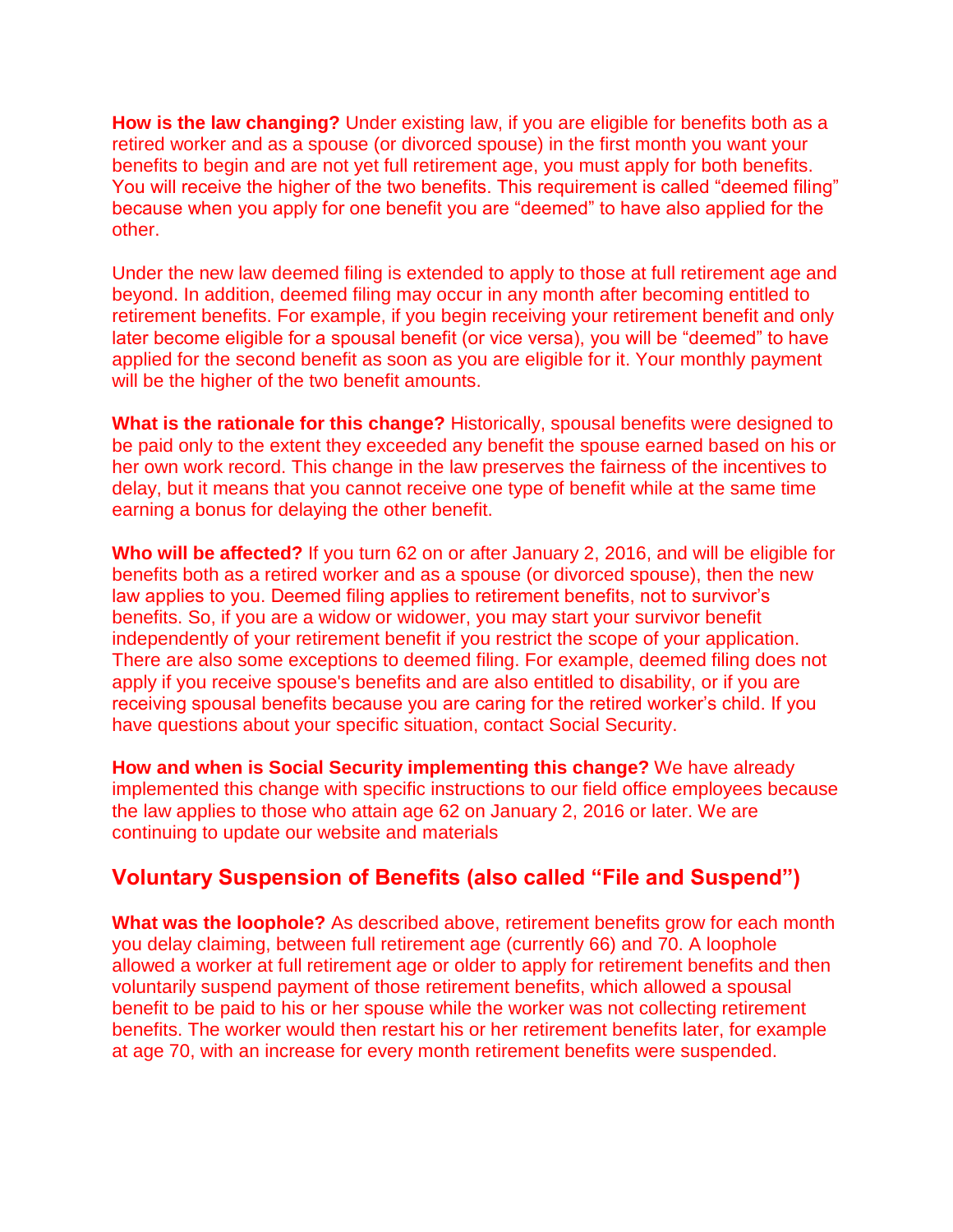**How is the law changing?** Under existing law, if you are eligible for benefits both as a retired worker and as a spouse (or divorced spouse) in the first month you want your benefits to begin and are not yet full retirement age, you must apply for both benefits. You will receive the higher of the two benefits. This requirement is called "deemed filing" because when you apply for one benefit you are "deemed" to have also applied for the other.

Under the new law deemed filing is extended to apply to those at full retirement age and beyond. In addition, deemed filing may occur in any month after becoming entitled to retirement benefits. For example, if you begin receiving your retirement benefit and only later become eligible for a spousal benefit (or vice versa), you will be "deemed" to have applied for the second benefit as soon as you are eligible for it. Your monthly payment will be the higher of the two benefit amounts.

**What is the rationale for this change?** Historically, spousal benefits were designed to be paid only to the extent they exceeded any benefit the spouse earned based on his or her own work record. This change in the law preserves the fairness of the incentives to delay, but it means that you cannot receive one type of benefit while at the same time earning a bonus for delaying the other benefit.

**Who will be affected?** If you turn 62 on or after January 2, 2016, and will be eligible for benefits both as a retired worker and as a spouse (or divorced spouse), then the new law applies to you. Deemed filing applies to retirement benefits, not to survivor's benefits. So, if you are a widow or widower, you may start your survivor benefit independently of your retirement benefit if you restrict the scope of your application. There are also some exceptions to deemed filing. For example, deemed filing does not apply if you receive spouse's benefits and are also entitled to disability, or if you are receiving spousal benefits because you are caring for the retired worker's child. If you have questions about your specific situation, contact Social Security.

**How and when is Social Security implementing this change?** We have already implemented this change with specific instructions to our field office employees because the law applies to those who attain age 62 on January 2, 2016 or later. We are continuing to update our website and materials

## Voluntary Suspension of Benefits (also called "File and Suspend")

**What was the loophole?** As described above, retirement benefits grow for each month you delay claiming, between full retirement age (currently 66) and 70. A loophole allowed a worker at full retirement age or older to apply for retirement benefits and then voluntarily suspend payment of those retirement benefits, which allowed a spousal benefit to be paid to his or her spouse while the worker was not collecting retirement benefits. The worker would then restart his or her retirement benefits later, for example at age 70, with an increase for every month retirement benefits were suspended.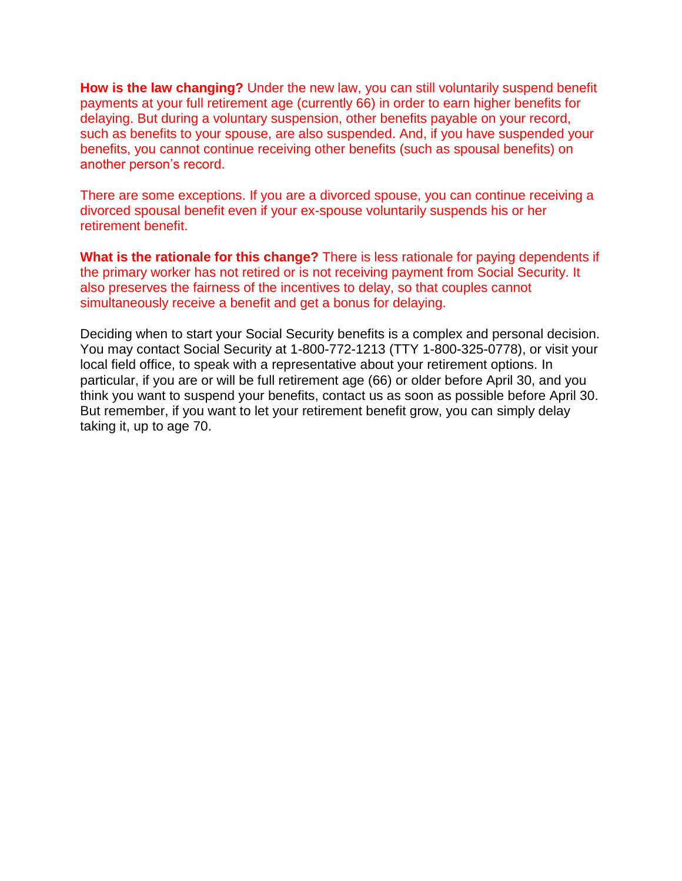**How is the law changing?** Under the new law, you can still voluntarily suspend benefit payments at your full retirement age (currently 66) in order to earn higher benefits for delaying. But during a voluntary suspension, other benefits payable on your record, such as benefits to your spouse, are also suspended. And, if you have suspended your benefits, you cannot continue receiving other benefits (such as spousal benefits) on another person's record.

There are some exceptions. If you are a divorced spouse, you can continue receiving a divorced spousal benefit even if your ex-spouse voluntarily suspends his or her retirement benefit.

**What is the rationale for this change?** There is less rationale for paying dependents if the primary worker has not retired or is not receiving payment from Social Security. It also preserves the fairness of the incentives to delay, so that couples cannot simultaneously receive a benefit and get a bonus for delaying.

Deciding when to start your Social Security benefits is a complex and personal decision. You may contact Social Security at 1-800-772-1213 (TTY 1-800-325-0778), or visit your local field office, to speak with a representative about your retirement options. In particular, if you are or will be full retirement age (66) or older before April 30, and you think you want to suspend your benefits, contact us as soon as possible before April 30. But remember, if you want to let your retirement benefit grow, you can simply delay taking it, up to age 70.